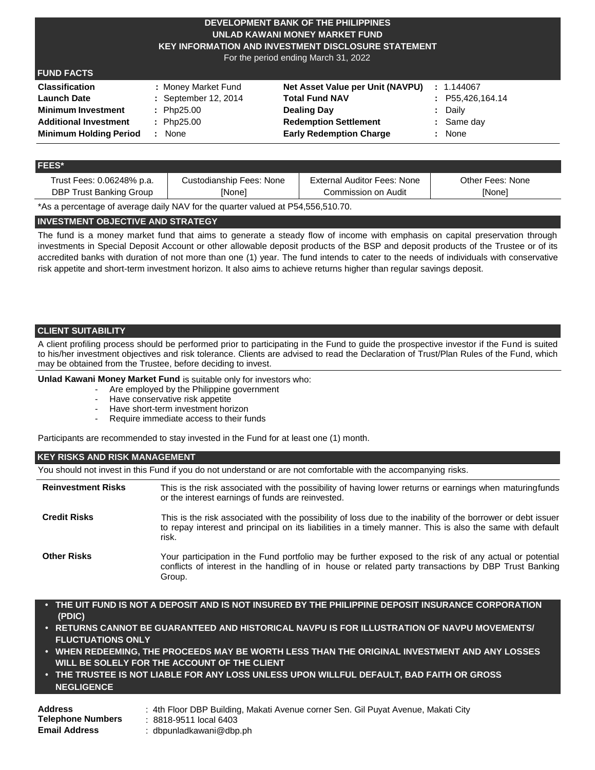# DEVELOPMENT BANK OF THE PHILIPPINES
# UNLAD KAWANI MONEY MARKET FUND
## KEY INFORMATION AND INVESTMENT DISCLOSURE STATEMENT

For the period ending March 31, 2022

## FUND FACTS

| | | | |
|---|---|---|---|
| **Classification** | : Money Market Fund | **Net Asset Value per Unit (NAVPU)** | : 1.144067 |
| **Launch Date** | : September 12, 2014 | **Total Fund NAV** | : P55,426,164.14 |
| **Minimum Investment** | : Php25.00 | **Dealing Day** | : Daily |
| **Additional Investment** | : Php25.00 | **Redemption Settlement** | : Same day |
| **Minimum Holding Period** | : None | **Early Redemption Charge** | : None |

## FEES*

| Trust Fees: 0.06248% p.a. | Custodianship Fees: None | External Auditor Fees: None | Other Fees: None |
|---|---|---|---|
| DBP Trust Banking Group | [None] | Commission on Audit | [None] |

*As a percentage of average daily NAV for the quarter valued at P54,556,510.70.

## INVESTMENT OBJECTIVE AND STRATEGY

The fund is a money market fund that aims to generate a steady flow of income with emphasis on capital preservation through investments in Special Deposit Account or other allowable deposit products of the BSP and deposit products of the Trustee or of its accredited banks with duration of not more than one (1) year. The fund intends to cater to the needs of individuals with conservative risk appetite and short-term investment horizon. It also aims to achieve returns higher than regular savings deposit.

## CLIENT SUITABILITY

A client profiling process should be performed prior to participating in the Fund to guide the prospective investor if the Fund is suited to his/her investment objectives and risk tolerance. Clients are advised to read the Declaration of Trust/Plan Rules of the Fund, which may be obtained from the Trustee, before deciding to invest.

**Unlad Kawani Money Market Fund** is suitable only for investors who:

- Are employed by the Philippine government
- Have conservative risk appetite
- Have short-term investment horizon
- Require immediate access to their funds

Participants are recommended to stay invested in the Fund for at least one (1) month.

## KEY RISKS AND RISK MANAGEMENT

You should not invest in this Fund if you do not understand or are not comfortable with the accompanying risks.

| | |
|---|---|
| **Reinvestment Risks** | This is the risk associated with the possibility of having lower returns or earnings when maturingfunds or the interest earnings of funds are reinvested. |
| **Credit Risks** | This is the risk associated with the possibility of loss due to the inability of the borrower or debt issuer to repay interest and principal on its liabilities in a timely manner. This is also the same with default risk. |
| **Other Risks** | Your participation in the Fund portfolio may be further exposed to the risk of any actual or potential conflicts of interest in the handling of in house or related party transactions by DBP Trust Banking Group. |

- **THE UIT FUND IS NOT A DEPOSIT AND IS NOT INSURED BY THE PHILIPPINE DEPOSIT INSURANCE CORPORATION (PDIC)**
- **RETURNS CANNOT BE GUARANTEED AND HISTORICAL NAVPU IS FOR ILLUSTRATION OF NAVPU MOVEMENTS/ FLUCTUATIONS ONLY**
- **WHEN REDEEMING, THE PROCEEDS MAY BE WORTH LESS THAN THE ORIGINAL INVESTMENT AND ANY LOSSES WILL BE SOLELY FOR THE ACCOUNT OF THE CLIENT**
- **THE TRUSTEE IS NOT LIABLE FOR ANY LOSS UNLESS UPON WILLFUL DEFAULT, BAD FAITH OR GROSS NEGLIGENCE**

**Address** : 4th Floor DBP Building, Makati Avenue corner Sen. Gil Puyat Avenue, Makati City
**Telephone Numbers** : 8818-9511 local 6403
**Email Address** : dbpunladkawani@dbp.ph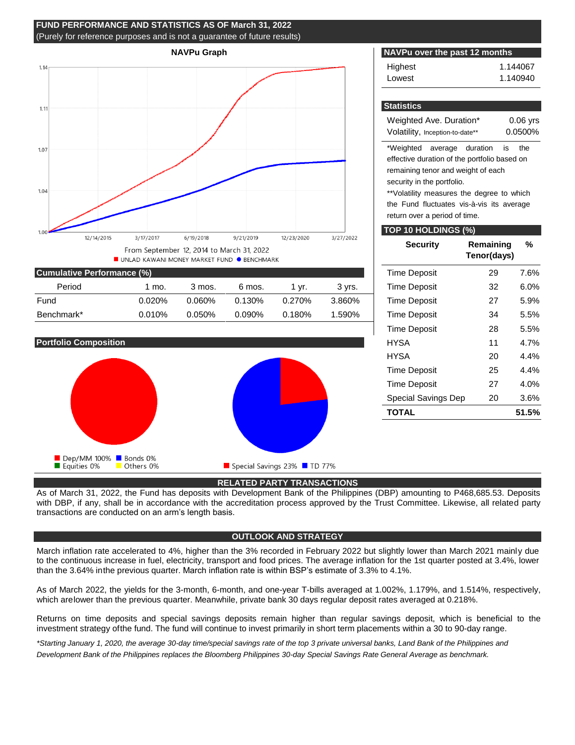## FUND PERFORMANCE AND STATISTICS AS OF March 31, 2022

(Purely for reference purposes and is not a guarantee of future results)

**NAVPu Graph**

1.14
1.11
1.07
1.04
1.00

12/14/2015
3/17/2017
6/19/2018
9/21/2019
12/23/2020
3/27/2022

From September 12, 2014 to March 31, 2022

UNLAD KAWANI MONEY MARKET FUND ● BENCHMARK

### Cumulative Performance (%)

| Period | 1 mo. | 3 mos. | 6 mos. | 1 yr. | 3 yrs. |
|---|---|---|---|---|---|
| Fund | 0.020% | 0.060% | 0.130% | 0.270% | 3.860% |
| Benchmark* | 0.010% | 0.050% | 0.090% | 0.180% | 1.590% |

### Portfolio Composition

Dep/MM 100% Bonds 0%
Equities 0% Others 0%

Special Savings 23% TD 77%

### NAVPu over the past 12 months

| | |
|---|---|
| Highest | 1.144067 |
| Lowest | 1.140940 |

### Statistics

| | |
|---|---|
| Weighted Ave. Duration* | 0.06 yrs |
| Volatility, Inception-to-date** | 0.0500% |

*Weighted average duration is the effective duration of the portfolio based on remaining tenor and weight of each security in the portfolio.

**Volatility measures the degree to which the Fund fluctuates vis-à-vis its average return over a period of time.

### TOP 10 HOLDINGS (%)

| Security | Remaining Tenor(days) | % |
|---|---|---|
| Time Deposit | 29 | 7.6% |
| Time Deposit | 32 | 6.0% |
| Time Deposit | 27 | 5.9% |
| Time Deposit | 34 | 5.5% |
| Time Deposit | 28 | 5.5% |
| HYSA | 11 | 4.7% |
| HYSA | 20 | 4.4% |
| Time Deposit | 25 | 4.4% |
| Time Deposit | 27 | 4.0% |
| Special Savings Dep | 20 | 3.6% |
| **TOTAL** | | **51.5%** |

## RELATED PARTY TRANSACTIONS

As of March 31, 2022, the Fund has deposits with Development Bank of the Philippines (DBP) amounting to P468,685.53. Deposits with DBP, if any, shall be in accordance with the accreditation process approved by the Trust Committee. Likewise, all related party transactions are conducted on an arm's length basis.

## OUTLOOK AND STRATEGY

March inflation rate accelerated to 4%, higher than the 3% recorded in February 2022 but slightly lower than March 2021 mainly due to the continuous increase in fuel, electricity, transport and food prices. The average inflation for the 1st quarter posted at 3.4%, lower than the 3.64% inthe previous quarter. March inflation rate is within BSP's estimate of 3.3% to 4.1%.

As of March 2022, the yields for the 3-month, 6-month, and one-year T-bills averaged at 1.002%, 1.179%, and 1.514%, respectively, which arelower than the previous quarter. Meanwhile, private bank 30 days regular deposit rates averaged at 0.218%.

Returns on time deposits and special savings deposits remain higher than regular savings deposit, which is beneficial to the investment strategy ofthe fund. The fund will continue to invest primarily in short term placements within a 30 to 90-day range.

*\*Starting January 1, 2020, the average 30-day time/special savings rate of the top 3 private universal banks, Land Bank of the Philippines and Development Bank of the Philippines replaces the Bloomberg Philippines 30-day Special Savings Rate General Average as benchmark.*